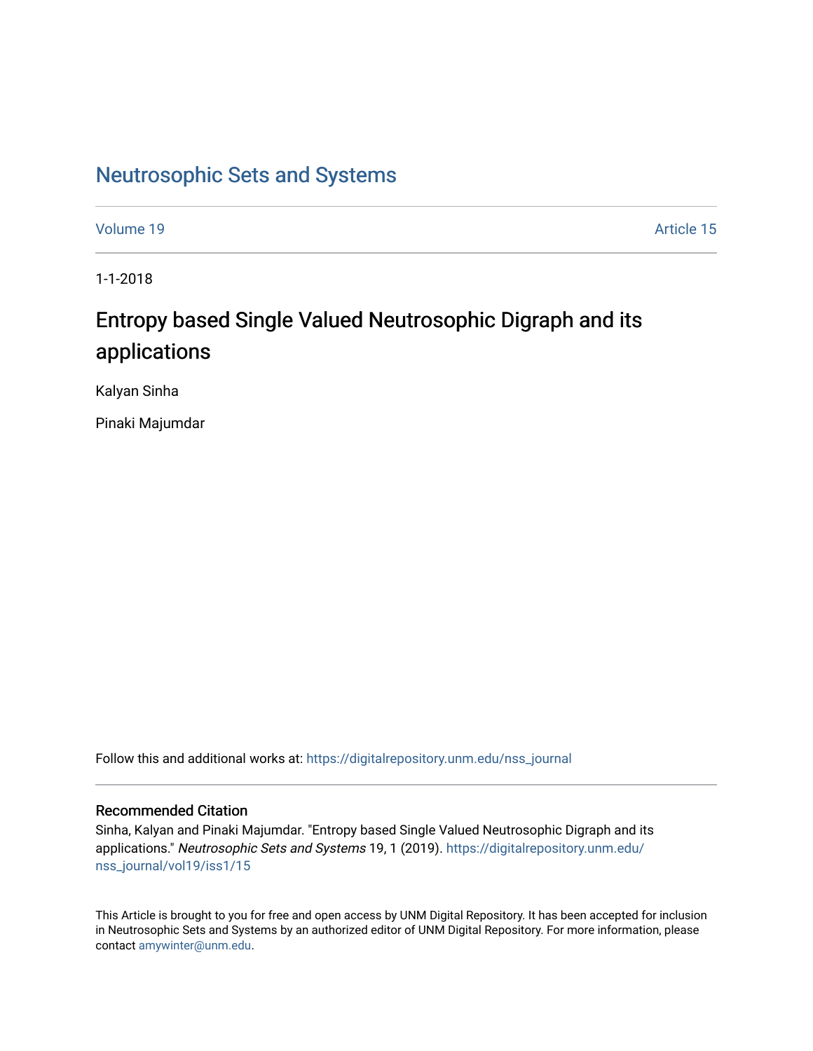# Neutrosophic Sets and Systems

Volume 19

Article 15

1-1-2018

## Entropy based Single Valued Neutrosophic Digraph and its applications

Kalyan Sinha

Pinaki Majumdar

Follow this and additional works at: https://digitalrepository.unm.edu/nss_journal

### Recommended Citation

Sinha, Kalyan and Pinaki Majumdar. "Entropy based Single Valued Neutrosophic Digraph and its applications." *Neutrosophic Sets and Systems* 19, 1 (2019). https://digitalrepository.unm.edu/nss_journal/vol19/iss1/15

This Article is brought to you for free and open access by UNM Digital Repository. It has been accepted for inclusion in Neutrosophic Sets and Systems by an authorized editor of UNM Digital Repository. For more information, please contact amywinter@unm.edu.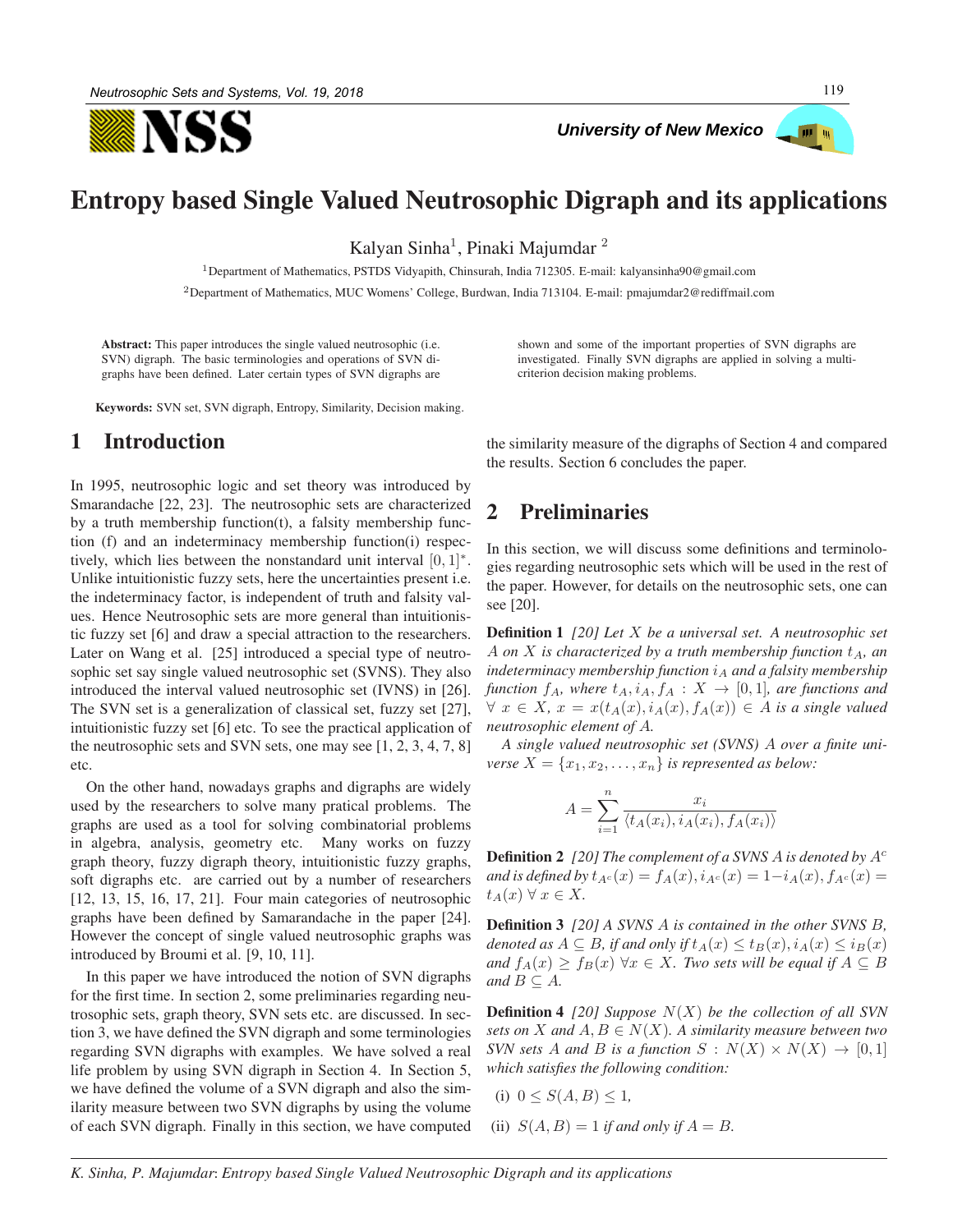# Entropy based Single Valued Neutrosophic Digraph and its applications

Kalyan Sinha[1], Pinaki Majumdar [2]

[1]Department of Mathematics, PSTDS Vidyapith, Chinsurah, India 712305. E-mail: kalyansinha90@gmail.com

[2]Department of Mathematics, MUC Womens' College, Burdwan, India 713104. E-mail: pmajumdar2@rediffmail.com

**Abstract:** This paper introduces the single valued neutrosophic (i.e. SVN) digraph. The basic terminologies and operations of SVN digraphs have been defined. Later certain types of SVN digraphs are shown and some of the important properties of SVN digraphs are investigated. Finally SVN digraphs are applied in solving a multi-criterion decision making problems.

**Keywords:** SVN set, SVN digraph, Entropy, Similarity, Decision making.

## 1 Introduction

In 1995, neutrosophic logic and set theory was introduced by Smarandache [22, 23]. The neutrosophic sets are characterized by a truth membership function(t), a falsity membership function (f) and an indeterminacy membership function(i) respectively, which lies between the nonstandard unit interval $[0, 1]^*$. Unlike intuitionistic fuzzy sets, here the uncertainties present i.e. the indeterminacy factor, is independent of truth and falsity values. Hence Neutrosophic sets are more general than intuitionistic fuzzy set [6] and draw a special attraction to the researchers. Later on Wang et al. [25] introduced a special type of neutrosophic set say single valued neutrosophic set (SVNS). They also introduced the interval valued neutrosophic set (IVNS) in [26]. The SVN set is a generalization of classical set, fuzzy set [27], intuitionistic fuzzy set [6] etc. To see the practical application of the neutrosophic sets and SVN sets, one may see [1, 2, 3, 4, 7, 8] etc.

On the other hand, nowadays graphs and digraphs are widely used by the researchers to solve many pratical problems. The graphs are used as a tool for solving combinatorial problems in algebra, analysis, geometry etc. Many works on fuzzy graph theory, fuzzy digraph theory, intuitionistic fuzzy graphs, soft digraphs etc. are carried out by a number of researchers [12, 13, 15, 16, 17, 21]. Four main categories of neutrosophic graphs have been defined by Samarandache in the paper [24]. However the concept of single valued neutrosophic graphs was introduced by Broumi et al. [9, 10, 11].

In this paper we have introduced the notion of SVN digraphs for the first time. In section 2, some preliminaries regarding neutrosophic sets, graph theory, SVN sets etc. are discussed. In section 3, we have defined the SVN digraph and some terminologies regarding SVN digraphs with examples. We have solved a real life problem by using SVN digraph in Section 4. In Section 5, we have defined the volume of a SVN digraph and also the similarity measure between two SVN digraphs by using the volume of each SVN digraph. Finally in this section, we have computed the similarity measure of the digraphs of Section 4 and compared the results. Section 6 concludes the paper.

## 2 Preliminaries

In this section, we will discuss some definitions and terminologies regarding neutrosophic sets which will be used in the rest of the paper. However, for details on the neutrosophic sets, one can see [20].

**Definition 1** *[20] Let $X$ be a universal set. A neutrosophic set $A$ on $X$ is characterized by a truth membership function $t_A$, an indeterminacy membership function $i_A$ and a falsity membership function $f_A$, where $t_A, i_A, f_A : X \to [0, 1]$, are functions and $\forall\ x \in X$, $x = x(t_A(x), i_A(x), f_A(x)) \in A$ is a single valued neutrosophic element of $A$.*

*A single valued neutrosophic set (SVNS) $A$ over a finite universe $X = \{x_1, x_2, \ldots, x_n\}$ is represented as below:*

$$A = \sum_{i=1}^{n} \frac{x_i}{\langle t_A(x_i), i_A(x_i), f_A(x_i)\rangle}$$

**Definition 2** *[20] The complement of a SVNS $A$ is denoted by $A^c$ and is defined by $t_{A^c}(x) = f_A(x), i_{A^c}(x) = 1-i_A(x), f_{A^c}(x) = t_A(x)\ \forall\ x \in X$.*

**Definition 3** *[20] A SVNS $A$ is contained in the other SVNS $B$, denoted as $A \subseteq B$, if and only if $t_A(x) \leq t_B(x), i_A(x) \leq i_B(x)$ and $f_A(x) \geq f_B(x)\ \forall x \in X$. Two sets will be equal if $A \subseteq B$ and $B \subseteq A$.*

**Definition 4** *[20] Suppose $N(X)$ be the collection of all SVN sets on $X$ and $A, B \in N(X)$. A similarity measure between two SVN sets $A$ and $B$ is a function $S : N(X) \times N(X) \to [0, 1]$ which satisfies the following condition:*

(i) $0 \leq S(A, B) \leq 1$,

(ii) $S(A, B) = 1$ *if and only if* $A = B$.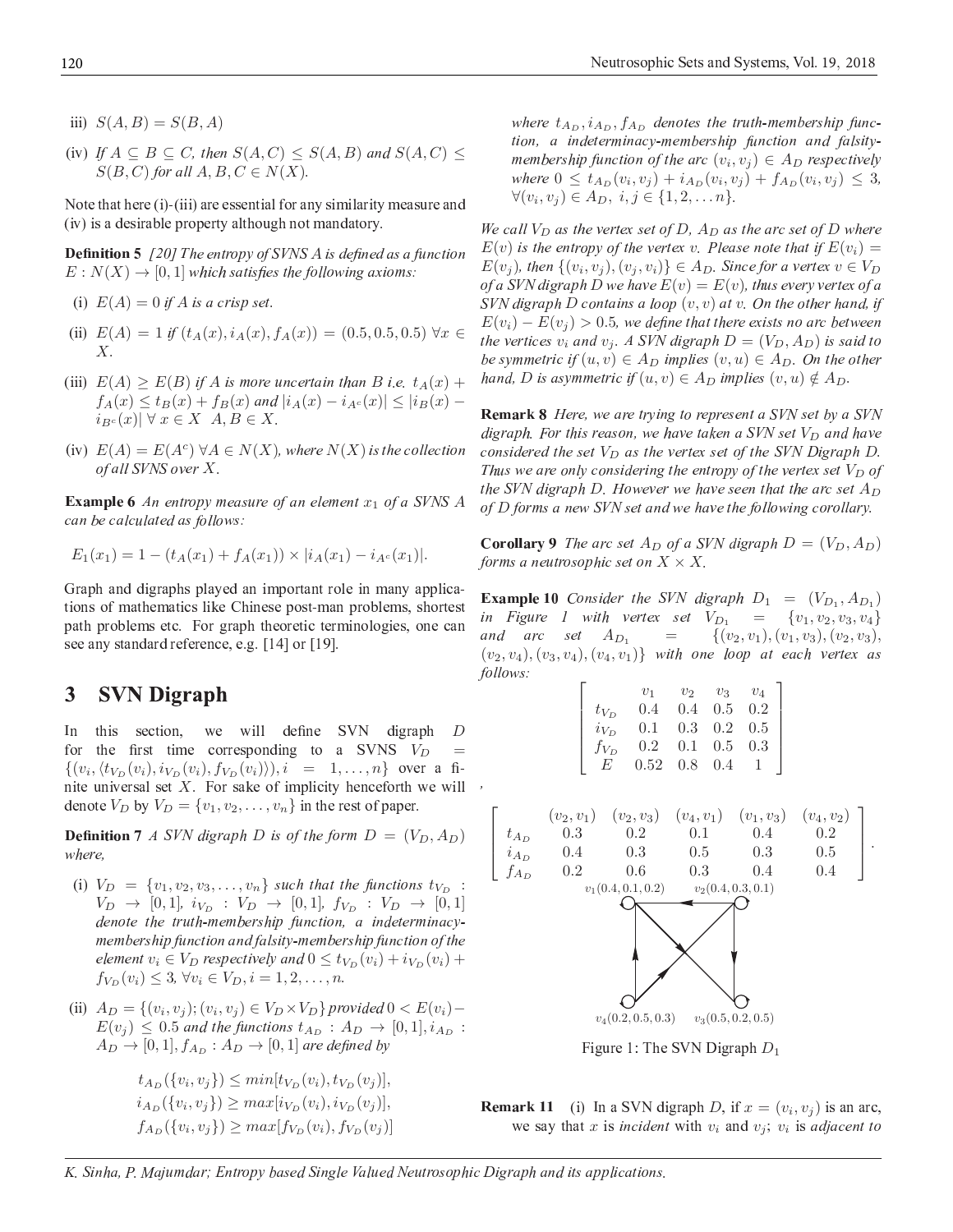iii) $S(A,B) = S(B,A)$

(iv) *If $A \subseteq B \subseteq C$, then $S(A,C) \leq S(A,B)$ and $S(A,C) \leq S(B,C)$ for all $A, B, C \in N(X)$.*

Note that here (i)-(iii) are essential for any similarity measure and (iv) is a desirable property although not mandatory.

**Definition 5** *[20] The entropy of SVNS A is defined as a function $E : N(X) \to [0,1]$ which satisfies the following axioms:*

(i) *$E(A) = 0$ if A is a crisp set.*

(ii) *$E(A) = 1$ if $(t_A(x), i_A(x), f_A(x)) = (0.5, 0.5, 0.5)$ $\forall x \in X$.*

(iii) *$E(A) \geq E(B)$ if A is more uncertain than B i.e. $t_A(x) + f_A(x) \leq t_B(x) + f_B(x)$ and $|i_A(x) - i_{A^c}(x)| \leq |i_B(x) - i_{B^c}(x)|$ $\forall$ $x \in X$ $A, B \in X$.*

(iv) *$E(A) = E(A^c)$ $\forall A \in N(X)$, where $N(X)$ is the collection of all SVNS over $X$.*

**Example 6** *An entropy measure of an element $x_1$ of a SVNS A can be calculated as follows:*

$$E_1(x_1) = 1 - (t_A(x_1) + f_A(x_1)) \times |i_A(x_1) - i_{A^c}(x_1)|.$$

Graph and digraphs played an important role in many applications of mathematics like Chinese post-man problems, shortest path problems etc. For graph theoretic terminologies, one can see any standard reference, e.g. [14] or [19].

## 3 SVN Digraph

In this section, we will define SVN digraph $D$ for the first time corresponding to a SVNS $V_D = \{(v_i, \langle t_{V_D}(v_i), i_{V_D}(v_i), f_{V_D}(v_i)\rangle), i = 1, \ldots, n\}$ over a finite universal set $X$. For sake of implicity henceforth we will denote $V_D$ by $V_D = \{v_1, v_2, \ldots, v_n\}$ in the rest of paper.

**Definition 7** *A SVN digraph D is of the form $D = (V_D, A_D)$ where,*

(i) *$V_D = \{v_1, v_2, v_3, \ldots, v_n\}$ such that the functions $t_{V_D} : V_D \to [0,1]$, $i_{V_D} : V_D \to [0,1]$, $f_{V_D} : V_D \to [0,1]$ denote the truth-membership function, a indeterminacy-membership function and falsity-membership function of the element $v_i \in V_D$ respectively and $0 \leq t_{V_D}(v_i) + i_{V_D}(v_i) + f_{V_D}(v_i) \leq 3$, $\forall v_i \in V_D, i = 1, 2, \ldots, n$.*

(ii) *$A_D = \{(v_i, v_j); (v_i, v_j) \in V_D \times V_D\}$ provided $0 < E(v_i) - E(v_j) \leq 0.5$ and the functions $t_{A_D} : A_D \to [0,1], i_{A_D} : A_D \to [0,1], f_{A_D} : A_D \to [0,1]$ are defined by*

$$t_{A_D}(\{v_i, v_j\}) \leq min[t_{V_D}(v_i), t_{V_D}(v_j)],$$
$$i_{A_D}(\{v_i, v_j\}) \geq max[i_{V_D}(v_i), i_{V_D}(v_j)],$$
$$f_{A_D}(\{v_i, v_j\}) \geq max[f_{V_D}(v_i), f_{V_D}(v_j)]$$

*where $t_{A_D}, i_{A_D}, f_{A_D}$ denotes the truth-membership function, a indeterminacy-membership function and falsity-membership function of the arc $(v_i, v_j) \in A_D$ respectively where $0 \leq t_{A_D}(v_i, v_j) + i_{A_D}(v_i, v_j) + f_{A_D}(v_i, v_j) \leq 3$, $\forall (v_i, v_j) \in A_D$, $i, j \in \{1, 2, \ldots n\}$.*

*We call $V_D$ as the vertex set of D, $A_D$ as the arc set of D where $E(v)$ is the entropy of the vertex v. Please note that if $E(v_i) = E(v_j)$, then $\{(v_i, v_j), (v_j, v_i)\} \in A_D$. Since for a vertex $v \in V_D$ of a SVN digraph D we have $E(v) = E(v)$, thus every vertex of a SVN digraph D contains a loop $(v, v)$ at v. On the other hand, if $E(v_i) - E(v_j) > 0.5$, we define that there exists no arc between the vertices $v_i$ and $v_j$. A SVN digraph $D = (V_D, A_D)$ is said to be symmetric if $(u, v) \in A_D$ implies $(v, u) \in A_D$. On the other hand, D is asymmetric if $(u, v) \in A_D$ implies $(v, u) \notin A_D$.*

**Remark 8** *Here, we are trying to represent a SVN set by a SVN digraph. For this reason, we have taken a SVN set $V_D$ and have considered the set $V_D$ as the vertex set of the SVN Digraph D. Thus we are only considering the entropy of the vertex set $V_D$ of the SVN digraph D. However we have seen that the arc set $A_D$ of D forms a new SVN set and we have the following corollary.*

**Corollary 9** *The arc set $A_D$ of a SVN digraph $D = (V_D, A_D)$ forms a neutrosophic set on $X \times X$.*

**Example 10** *Consider the SVN digraph $D_1 = (V_{D_1}, A_{D_1})$ in Figure 1 with vertex set $V_{D_1} = \{v_1, v_2, v_3, v_4\}$ and arc set $A_{D_1} = \{(v_2, v_1), (v_1, v_3), (v_2, v_3), (v_2, v_4), (v_3, v_4), (v_4, v_1)\}$ with one loop at each vertex as follows:*

| | $v_1$ | $v_2$ | $v_3$ | $v_4$ |
|---|---|---|---|---|
| $t_{V_D}$ | 0.4 | 0.4 | 0.5 | 0.2 |
| $i_{V_D}$ | 0.1 | 0.3 | 0.2 | 0.5 |
| $f_{V_D}$ | 0.2 | 0.1 | 0.5 | 0.3 |
| $E$ | 0.52 | 0.8 | 0.4 | 1 |

,

| | $(v_2, v_1)$ | $(v_2, v_3)$ | $(v_4, v_1)$ | $(v_1, v_3)$ | $(v_4, v_2)$ |
|---|---|---|---|---|---|
| $t_{A_D}$ | 0.3 | 0.2 | 0.1 | 0.4 | 0.2 |
| $i_{A_D}$ | 0.4 | 0.3 | 0.5 | 0.3 | 0.5 |
| $f_{A_D}$ | 0.2 | 0.6 | 0.3 | 0.4 | 0.4 |

.

Figure 1: The SVN Digraph $D_1$

**Remark 11** (i) In a SVN digraph $D$, if $x = (v_i, v_j)$ is an arc, we say that $x$ is *incident* with $v_i$ and $v_j$; $v_i$ is *adjacent to*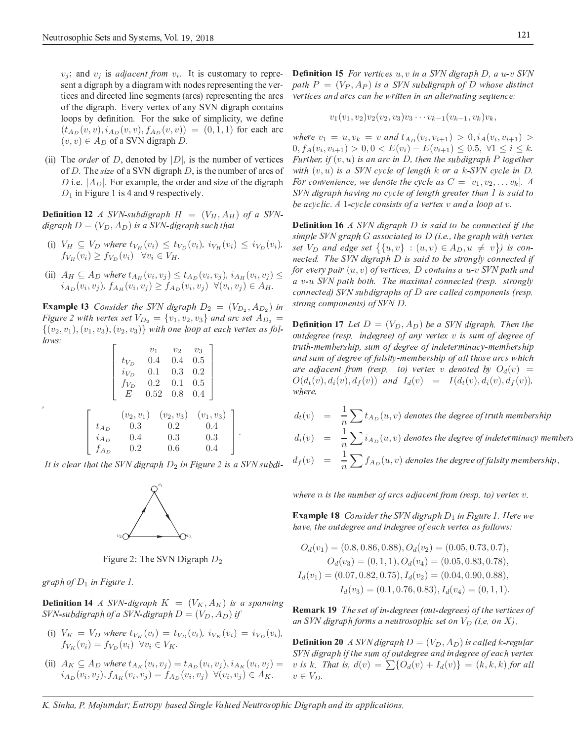$v_j$; and $v_j$ is *adjacent from* $v_i$. It is customary to represent a digraph by a diagram with nodes representing the vertices and directed line segments (arcs) representing the arcs of the digraph. Every vertex of any SVN digraph contains loops by definition. For the sake of simplicity, we define $(t_{A_D}(v,v), i_{A_D}(v,v), f_{A_D}(v,v)) = (0,1,1)$ for each arc $(v,v) \in A_D$ of a SVN digraph $D$.

(ii) The *order* of $D$, denoted by $|D|$, is the number of vertices of $D$. The *size* of a SVN digraph $D$, is the number of arcs of $D$ i.e. $|A_D|$. For example, the order and size of the digraph $D_1$ in Figure 1 is 4 and 9 respectively.

**Definition 12** *A SVN-subdigraph $H = (V_H, A_H)$ of a SVN-digraph $D = (V_D, A_D)$ is a SVN-digraph such that*

(i) *$V_H \subseteq V_D$ where $t_{V_H}(v_i) \le t_{V_D}(v_i)$, $i_{V_H}(v_i) \le i_{V_D}(v_i)$, $f_{V_H}(v_i) \ge f_{V_D}(v_i)$ $\forall v_i \in V_H$.*

(ii) *$A_H \subseteq A_D$ where $t_{A_H}(v_i,v_j) \le t_{A_D}(v_i,v_j)$, $i_{A_H}(v_i,v_j) \le i_{A_D}(v_i,v_j)$, $f_{A_H}(v_i,v_j) \ge f_{A_D}(v_i,v_j)$ $\forall (v_i,v_j) \in A_H$.*

**Example 13** *Consider the SVN digraph $D_2 = (V_{D_2}, A_{D_2})$ in Figure 2 with vertex set $V_{D_2} = \{v_1, v_2, v_3\}$ and arc set $A_{D_2} = \{(v_2,v_1),(v_1,v_3),(v_2,v_3)\}$ with one loop at each vertex as follows:*

$$\begin{bmatrix} & v_1 & v_2 & v_3 \\ t_{V_D} & 0.4 & 0.4 & 0.5 \\ i_{V_D} & 0.1 & 0.3 & 0.2 \\ f_{V_D} & 0.2 & 0.1 & 0.5 \\ E & 0.52 & 0.8 & 0.4 \end{bmatrix},$$

$$\begin{bmatrix} & (v_2,v_1) & (v_2,v_3) & (v_1,v_3) \\ t_{A_D} & 0.3 & 0.2 & 0.4 \\ i_{A_D} & 0.4 & 0.3 & 0.3 \\ f_{A_D} & 0.2 & 0.6 & 0.4 \end{bmatrix}.$$

*It is clear that the SVN digraph $D_2$ in Figure 2 is a SVN subdigraph of $D_1$ in Figure 1.*

Figure 2: The SVN Digraph $D_2$

**Definition 14** *A SVN-digraph $K = (V_K, A_K)$ is a spanning SVN-subdigraph of a SVN-digraph $D = (V_D, A_D)$ if*

(i) *$V_K = V_D$ where $t_{V_K}(v_i) = t_{V_D}(v_i)$, $i_{V_K}(v_i) = i_{V_D}(v_i)$, $f_{V_K}(v_i) = f_{V_D}(v_i)$ $\forall v_i \in V_K$.*

(ii) *$A_K \subseteq A_D$ where $t_{A_K}(v_i,v_j) = t_{A_D}(v_i,v_j)$, $i_{A_K}(v_i,v_j) = i_{A_D}(v_i,v_j)$, $f_{A_K}(v_i,v_j) = f_{A_D}(v_i,v_j)$ $\forall (v_i,v_j) \in A_K$.*

**Definition 15** *For vertices $u, v$ in a SVN digraph $D$, a $u$-$v$ SVN path $P = (V_P, A_P)$ is a SVN subgraph of $D$ whose distinct vertices and arcs can be written in an alternating sequence:*

$$v_1(v_1,v_2)v_2(v_2,v_3)v_3 \cdots v_{k-1}(v_{k-1},v_k)v_k,$$

*where $v_1 = u, v_k = v$ and $t_{A_D}(v_i,v_{i+1}) > 0, i_A(v_i,v_{i+1}) > 0, f_A(v_i,v_{i+1}) > 0, 0 < E(v_i) - E(v_{i+1}) \le 0.5$, $\forall 1 \le i \le k$. Further, if $(v,u)$ is an arc in $D$, then the subdigraph $P$ together with $(v,u)$ is a SVN cycle of length $k$ or a $k$-SVN cycle in $D$. For convenience, we denote the cycle as $C = [v_1, v_2, \ldots v_k]$. A SVN digraph having no cycle of length greater than 1 is said to be acyclic. A 1-cycle consists of a vertex $v$ and a loop at $v$.*

**Definition 16** *A SVN digraph $D$ is said to be connected if the simple SVN graph $G$ associated to $D$ (i.e., the graph with vertex set $V_D$ and edge set $\{\{u,v\} : (u,v) \in A_D, u \ne v\}$) is connected. The SVN digraph $D$ is said to be strongly connected if for every pair $(u,v)$ of vertices, $D$ contains a $u$-$v$ SVN path and a $v$-$u$ SVN path both. The maximal connected (resp. strongly connected) SVN subdigraphs of $D$ are called components (resp. strong components) of SVN $D$.*

**Definition 17** *Let $D = (V_D, A_D)$ be a SVN digraph. Then the outdegree (resp. indegree) of any vertex $v$ is sum of degree of truth-membership, sum of degree of indeterminacy-membership and sum of degree of falsity-membership of all those arcs which are adjacent from (resp. to) vertex $v$ denoted by $O_d(v) = O(d_t(v), d_i(v), d_f(v))$ and $I_d(v) = I(d_t(v), d_i(v), d_f(v))$, where,*

$$\begin{aligned} d_t(v) &= \frac{1}{n}\sum t_{A_D}(u,v) \text{ denotes the degree of truth membership} \\ d_i(v) &= \frac{1}{n}\sum i_{A_D}(u,v) \text{ denotes the degree of indeterminacy membership} \\ d_f(v) &= \frac{1}{n}\sum f_{A_D}(u,v) \text{ denotes the degree of falsity membership,} \end{aligned}$$

*where $n$ is the number of arcs adjacent from (resp. to) vertex $v$.*

**Example 18** *Consider the SVN digraph $D_1$ in Figure 1. Here we have, the outdegree and indegree of each vertex as follows:*

$$\begin{aligned} O_d(v_1) &= (0.8, 0.86, 0.88), O_d(v_2) = (0.05, 0.73, 0.7), \\ O_d(v_3) &= (0, 1, 1), O_d(v_4) = (0.05, 0.83, 0.78), \\ I_d(v_1) &= (0.07, 0.82, 0.75), I_d(v_2) = (0.04, 0.90, 0.88), \\ I_d(v_3) &= (0.1, 0.76, 0.83), I_d(v_4) = (0, 1, 1). \end{aligned}$$

**Remark 19** *The set of in-degrees (out-degrees) of the vertices of an SVN digraph forms a neutrosophic set on $V_D$ (i.e. on $X$).*

**Definition 20** *A SVN digraph $D = (V_D, A_D)$ is called $k$-regular SVN digraph if the sum of outdegree and indegree of each vertex $v$ is $k$. That is, $d(v) = \sum\{O_d(v) + I_d(v)\} = (k,k,k)$ for all $v \in V_D$.*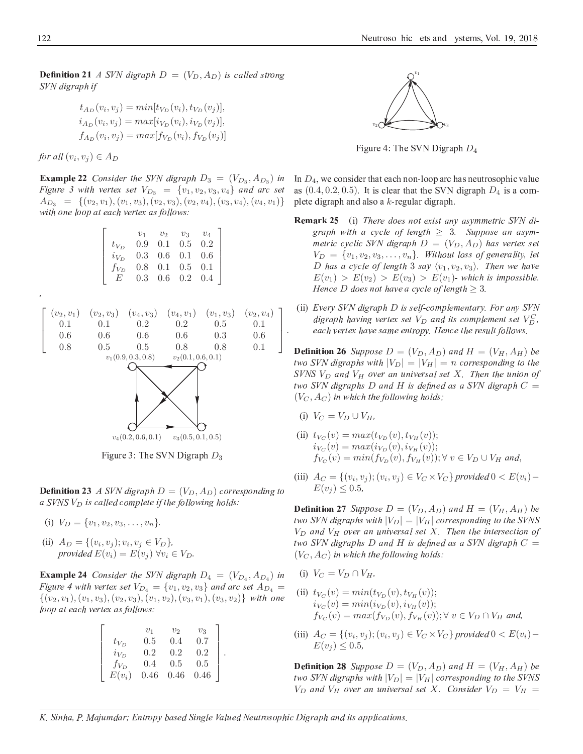**Definition 21** *A SVN digraph $D = (V_D, A_D)$ is called strong SVN digraph if*

$$t_{A_D}(v_i, v_j) = min[t_{V_D}(v_i), t_{V_D}(v_j)],$$
$$i_{A_D}(v_i, v_j) = max[i_{V_D}(v_i), i_{V_D}(v_j)],$$
$$f_{A_D}(v_i, v_j) = max[f_{V_D}(v_i), f_{V_D}(v_j)]$$

*for all $(v_i, v_j) \in A_D$*

**Example 22** *Consider the SVN digraph $D_3 = (V_{D_3}, A_{D_3})$ in Figure 3 with vertex set $V_{D_3} = \{v_1, v_2, v_3, v_4\}$ and arc set $A_{D_3} = \{(v_2, v_1), (v_1, v_3), (v_2, v_3), (v_2, v_4), (v_3, v_4), (v_4, v_1)\}$ with one loop at each vertex as follows:*

$$\begin{bmatrix} & v_1 & v_2 & v_3 & v_4 \\ t_{V_D} & 0.9 & 0.1 & 0.5 & 0.2 \\ i_{V_D} & 0.3 & 0.6 & 0.1 & 0.6 \\ f_{V_D} & 0.8 & 0.1 & 0.5 & 0.1 \\ E & 0.3 & 0.6 & 0.2 & 0.4 \end{bmatrix},$$

$$\begin{bmatrix} (v_2, v_1) & (v_2, v_3) & (v_4, v_3) & (v_4, v_1) & (v_1, v_3) & (v_2, v_4) \\ 0.1 & 0.1 & 0.2 & 0.2 & 0.5 & 0.1 \\ 0.6 & 0.6 & 0.6 & 0.6 & 0.3 & 0.6 \\ 0.8 & 0.5 & 0.5 & 0.8 & 0.8 & 0.1 \end{bmatrix}.$$

$v_1(0.9, 0.3, 0.8)$ $v_2(0.1, 0.6, 0.1)$ $v_4(0.2, 0.6, 0.1)$ $v_3(0.5, 0.1, 0.5)$

Figure 3: The SVN Digraph $D_3$

**Definition 23** *A SVN digraph $D = (V_D, A_D)$ corresponding to a SVNS $V_D$ is called complete if the following holds:*

(i) $V_D = \{v_1, v_2, v_3, \ldots, v_n\}$.

(ii) $A_D = \{(v_i, v_j); v_i, v_j \in V_D\}$, *provided* $E(v_i) = E(v_j)$ $\forall v_i \in V_D$.

**Example 24** *Consider the SVN digraph $D_4 = (V_{D_4}, A_{D_4})$ in Figure 4 with vertex set $V_{D_4} = \{v_1, v_2, v_3\}$ and arc set $A_{D_4} = \{(v_2, v_1), (v_1, v_3), (v_2, v_3), (v_1, v_2), (v_3, v_1), (v_3, v_2)\}$ with one loop at each vertex as follows:*

$$\begin{bmatrix} & v_1 & v_2 & v_3 \\ t_{V_D} & 0.5 & 0.4 & 0.7 \\ i_{V_D} & 0.2 & 0.2 & 0.2 \\ f_{V_D} & 0.4 & 0.5 & 0.5 \\ E(v_i) & 0.46 & 0.46 & 0.46 \end{bmatrix}.$$

Figure 4: The SVN Digraph $D_4$

In $D_4$, we consider that each non-loop arc has neutrosophic value as $(0.4, 0.2, 0.5)$. It is clear that the SVN digraph $D_4$ is a complete digraph and also a $k$-regular digraph.

**Remark 25** (i) *There does not exist any asymmetric SVN digraph with a cycle of length $\geq 3$. Suppose an asymmetric cyclic SVN digraph $D = (V_D, A_D)$ has vertex set $V_D = \{v_1, v_2, v_3, \ldots, v_n\}$. Without loss of generality, let $D$ has a cycle of length 3 say $\langle v_1, v_2, v_3 \rangle$. Then we have $E(v_1) > E(v_2) > E(v_3) > E(v_1)$- which is impossible. Hence $D$ does not have a cycle of length $\geq 3$.*

(ii) *Every SVN digraph $D$ is self-complementary. For any SVN digraph having vertex set $V_D$ and its complement set $V_D^C$, each vertex have same entropy. Hence the result follows.*

**Definition 26** *Suppose $D = (V_D, A_D)$ and $H = (V_H, A_H)$ be two SVN digraphs with $|V_D| = |V_H| = n$ corresponding to the SVNS $V_D$ and $V_H$ over an universal set $X$. Then the union of two SVN digraphs $D$ and $H$ is defined as a SVN digraph $C = (V_C, A_C)$ in which the following holds;*

(i) $V_C = V_D \cup V_H$,

(ii) $t_{V_C}(v) = max(t_{V_D}(v), t_{V_H}(v))$;
$i_{V_C}(v) = max(i_{V_D}(v), i_{V_H}(v))$;
$f_{V_C}(v) = min(f_{V_D}(v), f_{V_H}(v)); \forall\, v \in V_D \cup V_H$ *and,*

(iii) $A_C = \{(v_i, v_j); (v_i, v_j) \in V_C \times V_C\}$ *provided* $0 < E(v_i) - E(v_j) \leq 0.5$,

**Definition 27** *Suppose $D = (V_D, A_D)$ and $H = (V_H, A_H)$ be two SVN digraphs with $|V_D| = |V_H|$ corresponding to the SVNS $V_D$ and $V_H$ over an universal set $X$. Then the intersection of two SVN digraphs $D$ and $H$ is defined as a SVN digraph $C = (V_C, A_C)$ in which the following holds:*

(i) $V_C = V_D \cap V_H$,

(ii) $t_{V_C}(v) = min(t_{V_D}(v), t_{V_H}(v))$;
$i_{V_C}(v) = min(i_{V_D}(v), i_{V_H}(v))$;
$f_{V_C}(v) = max(f_{V_D}(v), f_{V_H}(v)); \forall\, v \in V_D \cap V_H$ *and,*

(iii) $A_C = \{(v_i, v_j); (v_i, v_j) \in V_C \times V_C\}$ *provided* $0 < E(v_i) - E(v_j) \leq 0.5$,

**Definition 28** *Suppose $D = (V_D, A_D)$ and $H = (V_H, A_H)$ be two SVN digraphs with $|V_D| = |V_H|$ corresponding to the SVNS $V_D$ and $V_H$ over an universal set $X$. Consider $V_D = V_H =$*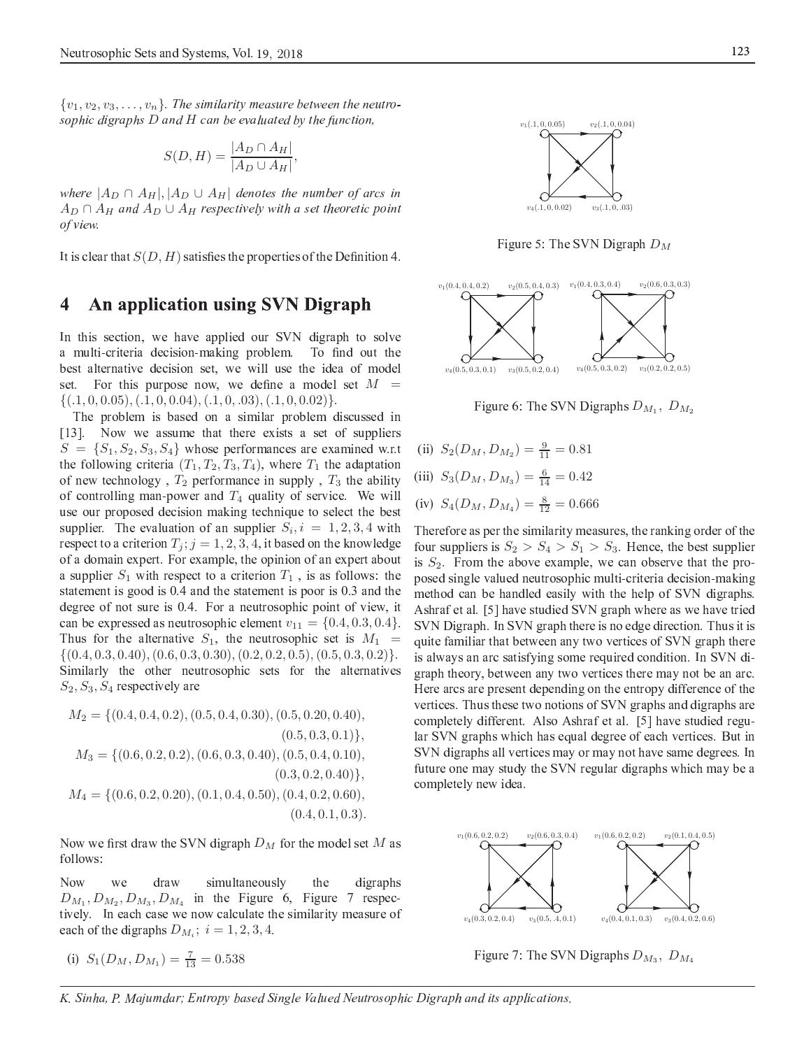$\{v_1, v_2, v_3, \ldots, v_n\}$. *The similarity measure between the neutrosophic digraphs $D$ and $H$ can be evaluated by the function,*

$$S(D, H) = \frac{|A_D \cap A_H|}{|A_D \cup A_H|},$$

*where $|A_D \cap A_H|, |A_D \cup A_H|$ denotes the number of arcs in $A_D \cap A_H$ and $A_D \cup A_H$ respectively with a set theoretic point of view.*

It is clear that $S(D, H)$ satisfies the properties of the Definition 4.

## 4 An application using SVN Digraph

In this section, we have applied our SVN digraph to solve a multi-criteria decision-making problem. To find out the best alternative decision set, we will use the idea of model set. For this purpose now, we define a model set $M = \{(.1, 0, 0.05), (.1, 0, 0.04), (.1, 0, .03), (.1, 0, 0.02)\}$.

The problem is based on a similar problem discussed in [13]. Now we assume that there exists a set of suppliers $S = \{S_1, S_2, S_3, S_4\}$ whose performances are examined w.r.t the following criteria $(T_1, T_2, T_3, T_4)$, where $T_1$ the adaptation of new technology , $T_2$ performance in supply , $T_3$ the ability of controlling man-power and $T_4$ quality of service. We will use our proposed decision making technique to select the best supplier. The evaluation of an supplier $S_i, i = 1, 2, 3, 4$ with respect to a criterion $T_j; j = 1, 2, 3, 4$, it based on the knowledge of a domain expert. For example, the opinion of an expert about a supplier $S_1$ with respect to a criterion $T_1$ , is as follows: the statement is good is 0.4 and the statement is poor is 0.3 and the degree of not sure is 0.4. For a neutrosophic point of view, it can be expressed as neutrosophic element $v_{11} = \{0.4, 0.3, 0.4\}$. Thus for the alternative $S_1$, the neutrosophic set is $M_1 = \{(0.4, 0.3, 0.40), (0.6, 0.3, 0.30), (0.2, 0.2, 0.5), (0.5, 0.3, 0.2)\}$. Similarly the other neutrosophic sets for the alternatives $S_2, S_3, S_4$ respectively are

$$M_2 = \{(0.4, 0.4, 0.2), (0.5, 0.4, 0.30), (0.5, 0.20, 0.40), (0.5, 0.3, 0.1)\},$$

$$M_3 = \{(0.6, 0.2, 0.2), (0.6, 0.3, 0.40), (0.5, 0.4, 0.10), (0.3, 0.2, 0.40)\},$$

$$M_4 = \{(0.6, 0.2, 0.20), (0.1, 0.4, 0.50), (0.4, 0.2, 0.60), (0.4, 0.1, 0.3).$$

Now we first draw the SVN digraph $D_M$ for the model set $M$ as follows:

$v_1(.1, 0, 0.05)$, $v_2(.1, 0, 0.04)$, $v_4(.1, 0, 0.02)$, $v_3(.1, 0, .03)$

Figure 5: The SVN Digraph $D_M$

Now we draw simultaneously the digraphs $D_{M_1}, D_{M_2}, D_{M_3}, D_{M_4}$ in the Figure 6, Figure 7 respectively. In each case we now calculate the similarity measure of each of the digraphs $D_{M_i};\ i = 1, 2, 3, 4$.

$v_1(0.4, 0.4, 0.2)$, $v_2(0.5, 0.4, 0.3)$, $v_4(0.5, 0.3, 0.1)$, $v_3(0.5, 0.2, 0.4)$; $v_1(0.4, 0.3, 0.4)$, $v_2(0.6, 0.3, 0.3)$, $v_4(0.5, 0.3, 0.2)$, $v_3(0.2, 0.2, 0.5)$

Figure 6: The SVN Digraphs $D_{M_1},\ D_{M_2}$

(i) $S_1(D_M, D_{M_1}) = \frac{7}{13} = 0.538$

(ii) $S_2(D_M, D_{M_2}) = \frac{9}{11} = 0.81$

(iii) $S_3(D_M, D_{M_3}) = \frac{6}{14} = 0.42$

(iv) $S_4(D_M, D_{M_4}) = \frac{8}{12} = 0.666$

Therefore as per the similarity measures, the ranking order of the four suppliers is $S_2 > S_4 > S_1 > S_3$. Hence, the best supplier is $S_2$. From the above example, we can observe that the proposed single valued neutrosophic multi-criteria decision-making method can be handled easily with the help of SVN digraphs. Ashraf et al. [5] have studied SVN graph where as we have tried SVN Digraph. In SVN graph there is no edge direction. Thus it is quite familiar that between any two vertices of SVN graph there is always an arc satisfying some required condition. In SVN digraph theory, between any two vertices there may not be an arc. Here arcs are present depending on the entropy difference of the vertices. Thus these two notions of SVN graphs and digraphs are completely different. Also Ashraf et al. [5] have studied regular SVN graphs which has equal degree of each vertices. But in SVN digraphs all vertices may or may not have same degrees. In future one may study the SVN regular digraphs which may be a completely new idea.

$v_1(0.6, 0.2, 0.2)$, $v_2(0.6, 0.3, 0.4)$, $v_4(0.3, 0.2, 0.4)$, $v_3(0.5, .4, 0.1)$; $v_1(0.6, 0.2, 0.2)$, $v_2(0.1, 0.4, 0.5)$, $v_4(0.4, 0.1, 0.3)$, $v_3(0.4, 0.2, 0.6)$

Figure 7: The SVN Digraphs $D_{M_3},\ D_{M_4}$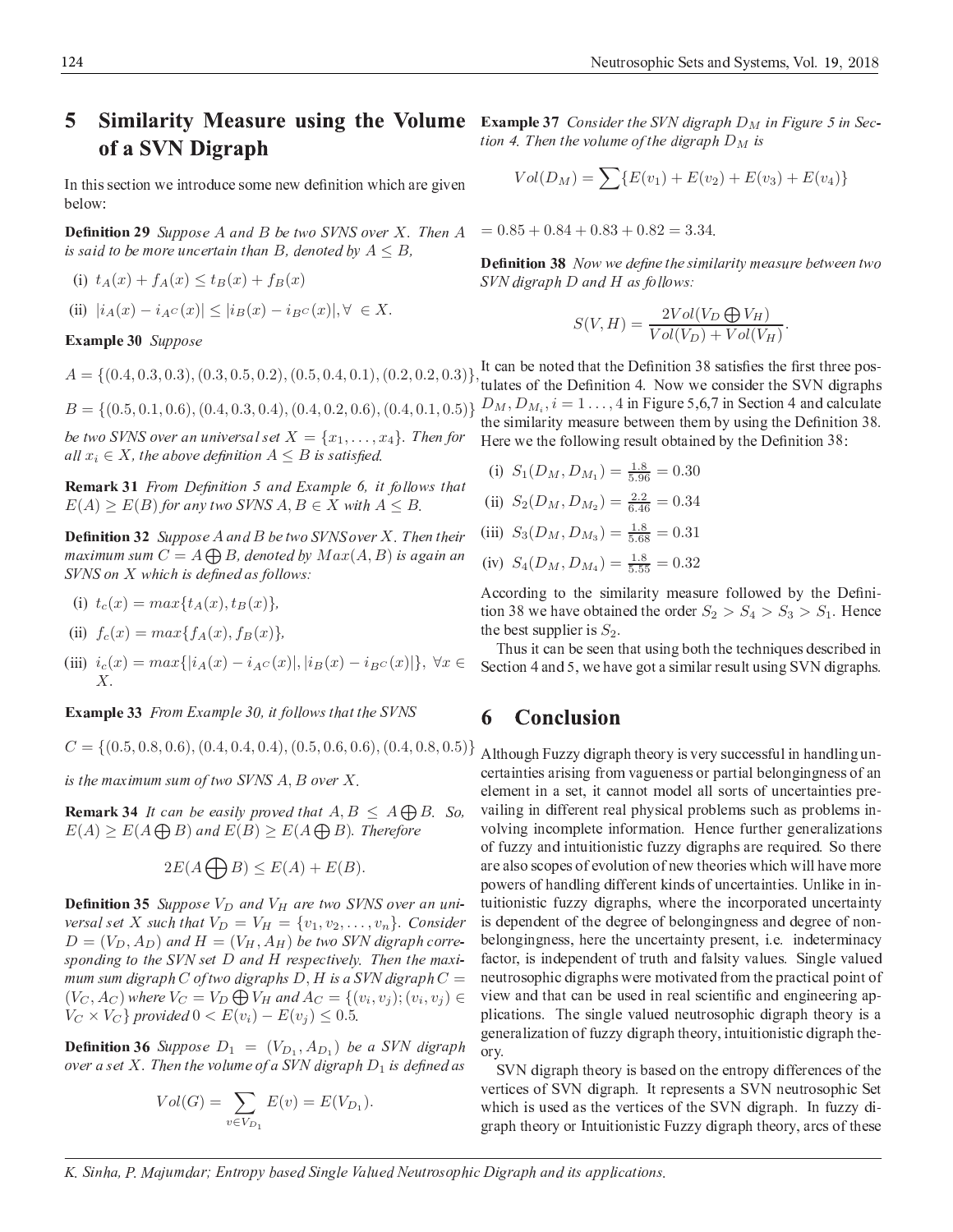## 5 Similarity Measure using the Volume of a SVN Digraph

In this section we introduce some new definition which are given below:

**Definition 29** *Suppose $A$ and $B$ be two SVNS over $X$. Then $A$ is said to be more uncertain than $B$, denoted by $A \leq B$,*

(i) $t_A(x) + f_A(x) \leq t_B(x) + f_B(x)$

(ii) $|i_A(x) - i_{A^C}(x)| \leq |i_B(x) - i_{B^C}(x)|, \forall \in X$.

**Example 30** *Suppose*

$$A = \{(0.4, 0.3, 0.3), (0.3, 0.5, 0.2), (0.5, 0.4, 0.1), (0.2, 0.2, 0.3)\},$$

$$B = \{(0.5, 0.1, 0.6), (0.4, 0.3, 0.4), (0.4, 0.2, 0.6), (0.4, 0.1, 0.5)\}$$

*be two SVNS over an universal set $X = \{x_1, \ldots, x_4\}$. Then for all $x_i \in X$, the above definition $A \leq B$ is satisfied.*

**Remark 31** *From Definition 5 and Example 6, it follows that $E(A) \geq E(B)$ for any two SVNS $A, B \in X$ with $A \leq B$.*

**Definition 32** *Suppose $A$ and $B$ be two SVNS over $X$. Then their maximum sum $C = A \bigoplus B$, denoted by $Max(A, B)$ is again an SVNS on $X$ which is defined as follows:*

(i) $t_c(x) = max\{t_A(x), t_B(x)\}$,

(ii) $f_c(x) = max\{f_A(x), f_B(x)\}$,

(iii) $i_c(x) = max\{|i_A(x) - i_{A^C}(x)|, |i_B(x) - i_{B^C}(x)|\}, \forall x \in X$.

**Example 33** *From Example 30, it follows that the SVNS*

$$C = \{(0.5, 0.8, 0.6), (0.4, 0.4, 0.4), (0.5, 0.6, 0.6), (0.4, 0.8, 0.5)\}$$

*is the maximum sum of two SVNS $A, B$ over $X$.*

**Remark 34** *It can be easily proved that $A, B \leq A \bigoplus B$. So, $E(A) \geq E(A \bigoplus B)$ and $E(B) \geq E(A \bigoplus B)$. Therefore*

$$2E(A \bigoplus B) \leq E(A) + E(B).$$

**Definition 35** *Suppose $V_D$ and $V_H$ are two SVNS over an universal set $X$ such that $V_D = V_H = \{v_1, v_2, \ldots, v_n\}$. Consider $D = (V_D, A_D)$ and $H = (V_H, A_H)$ be two SVN digraph corresponding to the SVN set $D$ and $H$ respectively. Then the maximum sum digraph $C$ of two digraphs $D, H$ is a SVN digraph $C = (V_C, A_C)$ where $V_C = V_D \bigoplus V_H$ and $A_C = \{(v_i, v_j); (v_i, v_j) \in V_C \times V_C\}$ provided $0 < E(v_i) - E(v_j) \leq 0.5$.*

**Definition 36** *Suppose $D_1 = (V_{D_1}, A_{D_1})$ be a SVN digraph over a set $X$. Then the volume of a SVN digraph $D_1$ is defined as*

$$Vol(G) = \sum_{v \in V_{D_1}} E(v) = E(V_{D_1}).$$

**Example 37** *Consider the SVN digraph $D_M$ in Figure 5 in Section 4. Then the volume of the digraph $D_M$ is*

$$Vol(D_M) = \sum \{E(v_1) + E(v_2) + E(v_3) + E(v_4)\}$$

$$= 0.85 + 0.84 + 0.83 + 0.82 = 3.34.$$

**Definition 38** *Now we define the similarity measure between two SVN digraph $D$ and $H$ as follows:*

$$S(V, H) = \frac{2Vol(V_D \bigoplus V_H)}{Vol(V_D) + Vol(V_H)}.$$

It can be noted that the Definition 38 satisfies the first three postulates of the Definition 4. Now we consider the SVN digraphs $D_M, D_{M_i}, i = 1 \ldots, 4$ in Figure 5,6,7 in Section 4 and calculate the similarity measure between them by using the Definition 38. Here we the following result obtained by the Definition 38:

(i) $S_1(D_M, D_{M_1}) = \frac{1.8}{5.96} = 0.30$

(ii) $S_2(D_M, D_{M_2}) = \frac{2.2}{6.46} = 0.34$

(iii) $S_3(D_M, D_{M_3}) = \frac{1.8}{5.68} = 0.31$

(iv) $S_4(D_M, D_{M_4}) = \frac{1.8}{5.55} = 0.32$

According to the similarity measure followed by the Definition 38 we have obtained the order $S_2 > S_4 > S_3 > S_1$. Hence the best supplier is $S_2$.

Thus it can be seen that using both the techniques described in Section 4 and 5, we have got a similar result using SVN digraphs.

## 6 Conclusion

Although Fuzzy digraph theory is very successful in handling uncertainties arising from vagueness or partial belongingness of an element in a set, it cannot model all sorts of uncertainties prevailing in different real physical problems such as problems involving incomplete information. Hence further generalizations of fuzzy and intuitionistic fuzzy digraphs are required. So there are also scopes of evolution of new theories which will have more powers of handling different kinds of uncertainties. Unlike in intuitionistic fuzzy digraphs, where the incorporated uncertainty is dependent of the degree of belongingness and degree of nonbelongingness, here the uncertainty present, i.e. indeterminacy factor, is independent of truth and falsity values. Single valued neutrosophic digraphs were motivated from the practical point of view and that can be used in real scientific and engineering applications. The single valued neutrosophic digraph theory is a generalization of fuzzy digraph theory, intuitionistic digraph theory.

SVN digraph theory is based on the entropy differences of the vertices of SVN digraph. It represents a SVN neutrosophic Set which is used as the vertices of the SVN digraph. In fuzzy digraph theory or Intuitionistic Fuzzy digraph theory, arcs of these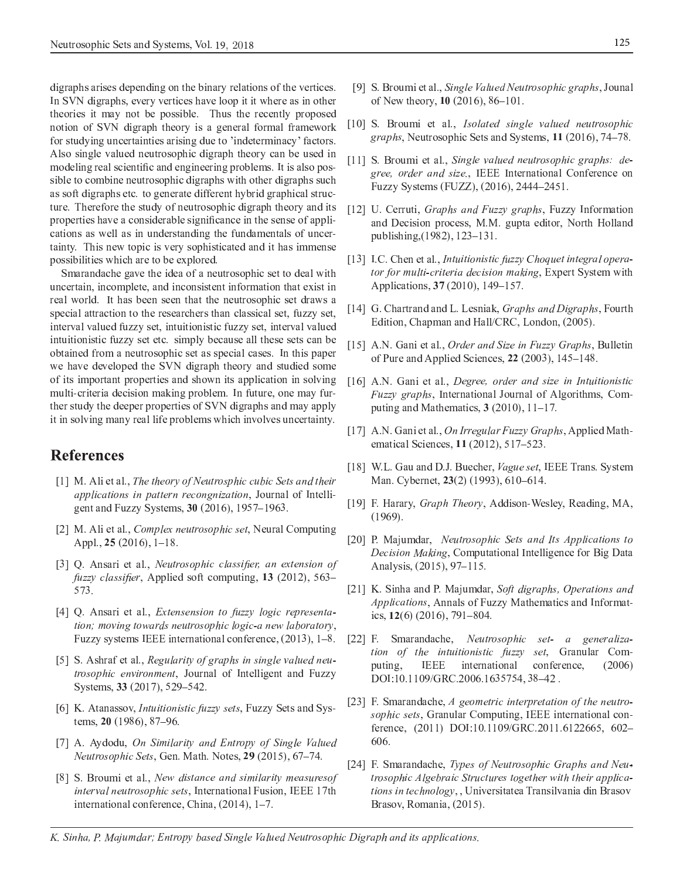digraphs arises depending on the binary relations of the vertices. In SVN digraphs, every vertices have loop it it where as in other theories it may not be possible. Thus the recently proposed notion of SVN digraph theory is a general formal framework for studying uncertainties arising due to 'indeterminacy' factors. Also single valued neutrosophic digraph theory can be used in modeling real scientific and engineering problems. It is also possible to combine neutrosophic digraphs with other digraphs such as soft digraphs etc. to generate different hybrid graphical structure. Therefore the study of neutrosophic digraph theory and its properties have a considerable significance in the sense of applications as well as in understanding the fundamentals of uncertainty. This new topic is very sophisticated and it has immense possibilities which are to be explored.

Smarandache gave the idea of a neutrosophic set to deal with uncertain, incomplete, and inconsistent information that exist in real world. It has been seen that the neutrosophic set draws a special attraction to the researchers than classical set, fuzzy set, interval valued fuzzy set, intuitionistic fuzzy set, interval valued intuitionistic fuzzy set etc. simply because all these sets can be obtained from a neutrosophic set as special cases. In this paper we have developed the SVN digraph theory and studied some of its important properties and shown its application in solving multi-criteria decision making problem. In future, one may further study the deeper properties of SVN digraphs and may apply it in solving many real life problems which involves uncertainty.

## References

[1] M. Ali et al., *The theory of Neutrosphic cubic Sets and their applications in pattern recongnization*, Journal of Intelligent and Fuzzy Systems, **30** (2016), 1957–1963.

[2] M. Ali et al., *Complex neutrosophic set*, Neural Computing Appl., **25** (2016), 1–18.

[3] Q. Ansari et al., *Neutrosophic classifier, an extension of fuzzy classifier*, Applied soft computing, **13** (2012), 563–573.

[4] Q. Ansari et al., *Extensension to fuzzy logic representation; moving towards neutrosophic logic-a new laboratory*, Fuzzy systems IEEE international conference, (2013), 1–8.

[5] S. Ashraf et al., *Regularity of graphs in single valued neutrosophic environment*, Journal of Intelligent and Fuzzy Systems, **33** (2017), 529–542.

[6] K. Atanassov, *Intuitionistic fuzzy sets*, Fuzzy Sets and Systems, **20** (1986), 87–96.

[7] A. Aydodu, *On Similarity and Entropy of Single Valued Neutrosophic Sets*, Gen. Math. Notes, **29** (2015), 67–74.

[8] S. Broumi et al., *New distance and similarity measuresof interval neutrosophic sets*, International Fusion, IEEE 17th international conference, China, (2014), 1–7.

[9] S. Broumi et al., *Single Valued Neutrosophic graphs*, Jounal of New theory, **10** (2016), 86–101.

[10] S. Broumi et al., *Isolated single valued neutrosophic graphs*, Neutrosophic Sets and Systems, **11** (2016), 74–78.

[11] S. Broumi et al., *Single valued neutrosophic graphs: degree, order and size.*, IEEE International Conference on Fuzzy Systems (FUZZ), (2016), 2444–2451.

[12] U. Cerruti, *Graphs and Fuzzy graphs*, Fuzzy Information and Decision process, M.M. gupta editor, North Holland publishing,(1982), 123–131.

[13] I.C. Chen et al., *Intuitionistic fuzzy Choquet integral operator for multi-criteria decision making*, Expert System with Applications, **37** (2010), 149–157.

[14] G. Chartrand and L. Lesniak, *Graphs and Digraphs*, Fourth Edition, Chapman and Hall/CRC, London, (2005).

[15] A.N. Gani et al., *Order and Size in Fuzzy Graphs*, Bulletin of Pure and Applied Sciences, **22** (2003), 145–148.

[16] A.N. Gani et al., *Degree, order and size in Intuitionistic Fuzzy graphs*, International Journal of Algorithms, Computing and Mathematics, **3** (2010), 11–17.

[17] A.N. Gani et al., *On Irregular Fuzzy Graphs*, Applied Mathematical Sciences, **11** (2012), 517–523.

[18] W.L. Gau and D.J. Buecher, *Vague set*, IEEE Trans. System Man. Cybernet, **23**(2) (1993), 610–614.

[19] F. Harary, *Graph Theory*, Addison-Wesley, Reading, MA, (1969).

[20] P. Majumdar, *Neutrosophic Sets and Its Applications to Decision Making*, Computational Intelligence for Big Data Analysis, (2015), 97–115.

[21] K. Sinha and P. Majumdar, *Soft digraphs, Operations and Applications*, Annals of Fuzzy Mathematics and Informatics, **12**(6) (2016), 791–804.

[22] F. Smarandache, *Neutrosophic set- a generalization of the intuitionistic fuzzy set*, Granular Computing, IEEE international conference, (2006) DOI:10.1109/GRC.2006.1635754, 38–42 .

[23] F. Smarandache, *A geometric interpretation of the neutrosophic sets*, Granular Computing, IEEE international conference, (2011) DOI:10.1109/GRC.2011.6122665, 602–606.

[24] F. Smarandache, *Types of Neutrosophic Graphs and Neutrosophic Algebraic Structures together with their applications in technology*, , Universitatea Transilvania din Brasov Brasov, Romania, (2015).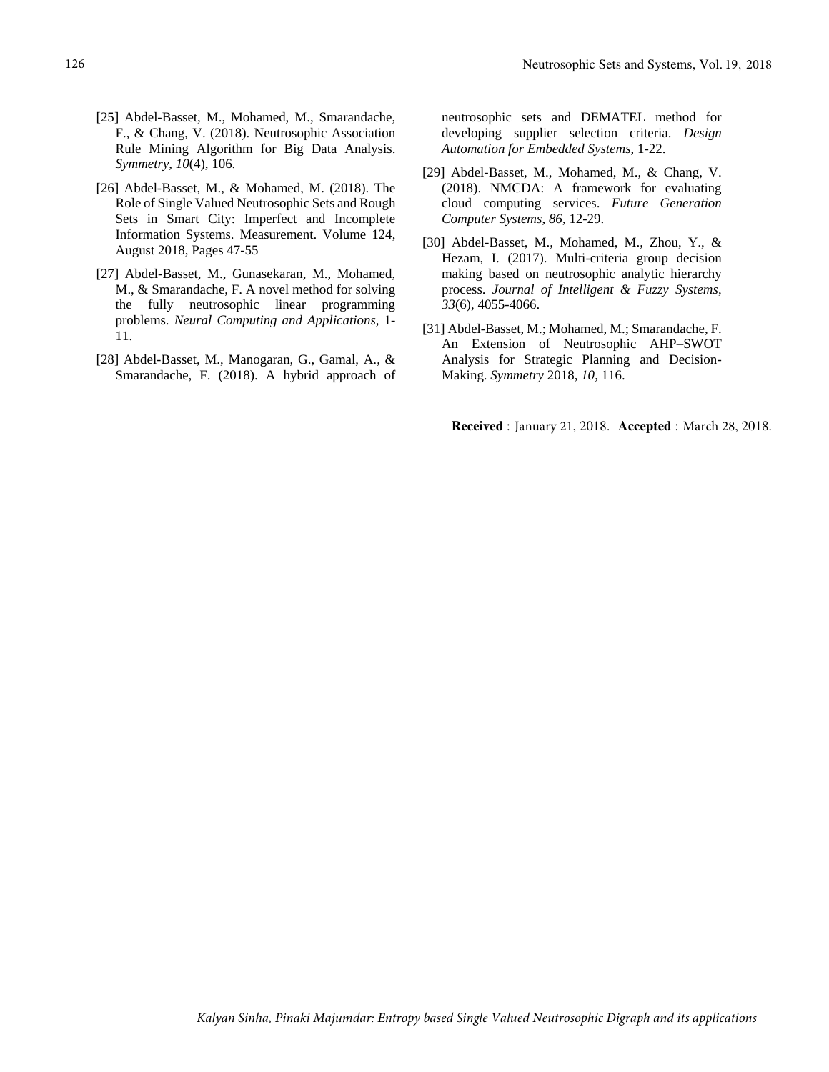[25] Abdel-Basset, M., Mohamed, M., Smarandache, F., & Chang, V. (2018). Neutrosophic Association Rule Mining Algorithm for Big Data Analysis. *Symmetry*, *10*(4), 106.

[26] Abdel-Basset, M., & Mohamed, M. (2018). The Role of Single Valued Neutrosophic Sets and Rough Sets in Smart City: Imperfect and Incomplete Information Systems. Measurement. Volume 124, August 2018, Pages 47-55

[27] Abdel-Basset, M., Gunasekaran, M., Mohamed, M., & Smarandache, F. A novel method for solving the fully neutrosophic linear programming problems. *Neural Computing and Applications*, 1-11.

[28] Abdel-Basset, M., Manogaran, G., Gamal, A., & Smarandache, F. (2018). A hybrid approach of neutrosophic sets and DEMATEL method for developing supplier selection criteria. *Design Automation for Embedded Systems*, 1-22.

[29] Abdel-Basset, M., Mohamed, M., & Chang, V. (2018). NMCDA: A framework for evaluating cloud computing services. *Future Generation Computer Systems*, *86*, 12-29.

[30] Abdel-Basset, M., Mohamed, M., Zhou, Y., & Hezam, I. (2017). Multi-criteria group decision making based on neutrosophic analytic hierarchy process. *Journal of Intelligent & Fuzzy Systems*, *33*(6), 4055-4066.

[31] Abdel-Basset, M.; Mohamed, M.; Smarandache, F. An Extension of Neutrosophic AHP–SWOT Analysis for Strategic Planning and Decision-Making. *Symmetry* 2018, *10*, 116.

**Received** : January 21, 2018. **Accepted** : March 28, 2018.